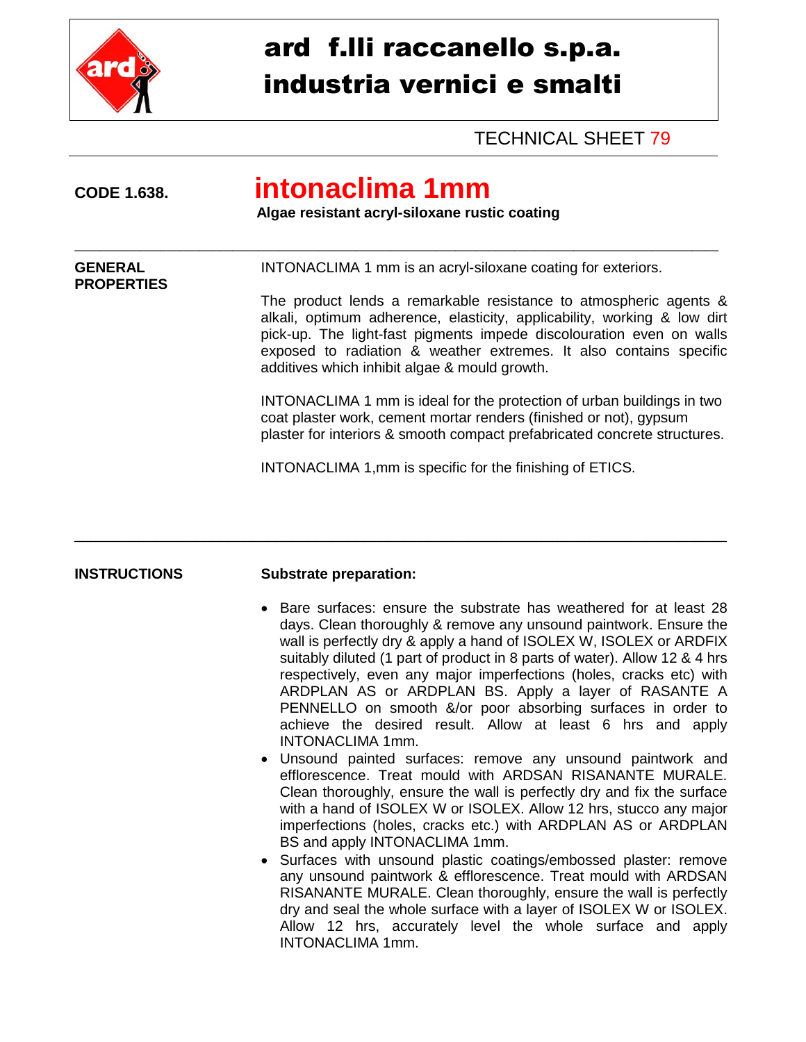# ard f.lli raccanello s.p.a.
# industria vernici e smalti

TECHNICAL SHEET 79

**CODE 1.638.** 

## intonaclima 1mm

**Algae resistant acryl-siloxane rustic coating**

---

**GENERAL PROPERTIES**

INTONACLIMA 1 mm is an acryl-siloxane coating for exteriors.

The product lends a remarkable resistance to atmospheric agents & alkali, optimum adherence, elasticity, applicability, working & low dirt pick-up. The light-fast pigments impede discolouration even on walls exposed to radiation & weather extremes. It also contains specific additives which inhibit algae & mould growth.

INTONACLIMA 1 mm is ideal for the protection of urban buildings in two coat plaster work, cement mortar renders (finished or not), gypsum plaster for interiors & smooth compact prefabricated concrete structures.

INTONACLIMA 1,mm is specific for the finishing of ETICS.

---

**INSTRUCTIONS**

**Substrate preparation:**

- Bare surfaces: ensure the substrate has weathered for at least 28 days. Clean thoroughly & remove any unsound paintwork. Ensure the wall is perfectly dry & apply a hand of ISOLEX W, ISOLEX or ARDFIX suitably diluted (1 part of product in 8 parts of water). Allow 12 & 4 hrs respectively, even any major imperfections (holes, cracks etc) with ARDPLAN AS or ARDPLAN BS. Apply a layer of RASANTE A PENNELLO on smooth &/or poor absorbing surfaces in order to achieve the desired result. Allow at least 6 hrs and apply INTONACLIMA 1mm.
- Unsound painted surfaces: remove any unsound paintwork and efflorescence. Treat mould with ARDSAN RISANANTE MURALE. Clean thoroughly, ensure the wall is perfectly dry and fix the surface with a hand of ISOLEX W or ISOLEX. Allow 12 hrs, stucco any major imperfections (holes, cracks etc.) with ARDPLAN AS or ARDPLAN BS and apply INTONACLIMA 1mm.
- Surfaces with unsound plastic coatings/embossed plaster: remove any unsound paintwork & efflorescence. Treat mould with ARDSAN RISANANTE MURALE. Clean thoroughly, ensure the wall is perfectly dry and seal the whole surface with a layer of ISOLEX W or ISOLEX. Allow 12 hrs, accurately level the whole surface and apply INTONACLIMA 1mm.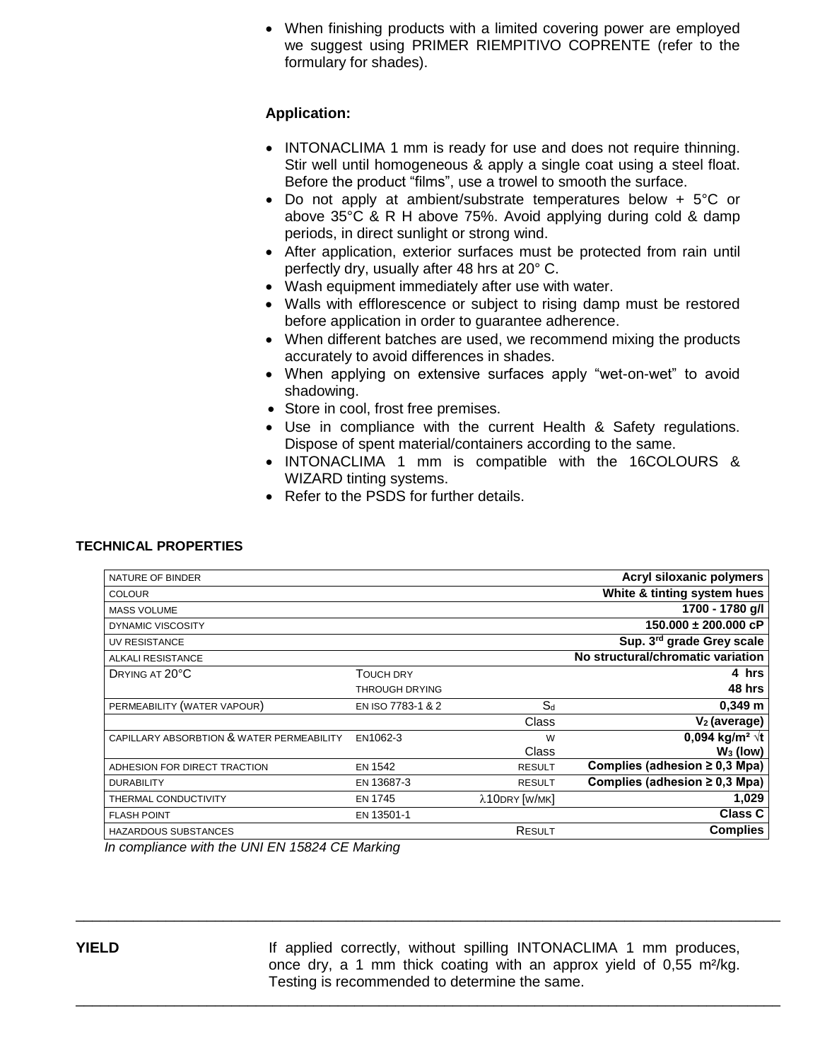- When finishing products with a limited covering power are employed we suggest using PRIMER RIEMPITIVO COPRENTE (refer to the formulary for shades).

**Application:**

- INTONACLIMA 1 mm is ready for use and does not require thinning. Stir well until homogeneous & apply a single coat using a steel float. Before the product "films", use a trowel to smooth the surface.
- Do not apply at ambient/substrate temperatures below + 5°C or above 35°C & R H above 75%. Avoid applying during cold & damp periods, in direct sunlight or strong wind.
- After application, exterior surfaces must be protected from rain until perfectly dry, usually after 48 hrs at 20° C.
- Wash equipment immediately after use with water.
- Walls with efflorescence or subject to rising damp must be restored before application in order to guarantee adherence.
- When different batches are used, we recommend mixing the products accurately to avoid differences in shades.
- When applying on extensive surfaces apply "wet-on-wet" to avoid shadowing.
- Store in cool, frost free premises.
- Use in compliance with the current Health & Safety regulations. Dispose of spent material/containers according to the same.
- INTONACLIMA 1 mm is compatible with the 16COLOURS & WIZARD tinting systems.
- Refer to the PSDS for further details.

**TECHNICAL PROPERTIES**

| | | | |
|---|---|---|---|
| NATURE OF BINDER | | | **Acryl siloxanic polymers** |
| COLOUR | | | **White & tinting system hues** |
| MASS VOLUME | | | **1700 - 1780 g/l** |
| DYNAMIC VISCOSITY | | | **150.000 ± 200.000 cP** |
| UV RESISTANCE | | | **Sup. 3rd grade Grey scale** |
| ALKALI RESISTANCE | | | **No structural/chromatic variation** |
| DRYING AT 20°C | TOUCH DRY | | **4 hrs** |
| | THROUGH DRYING | | **48 hrs** |
| PERMEABILITY (WATER VAPOUR) | EN ISO 7783-1 & 2 | $S_d$ | **0,349 m** |
| | | Class | **$V_2$ (average)** |
| CAPILLARY ABSORBTION & WATER PERMEABILITY | EN1062-3 | W | **0,094 kg/m² √t** |
| | | Class | **$W_3$ (low)** |
| ADHESION FOR DIRECT TRACTION | EN 1542 | RESULT | **Complies (adhesion ≥ 0,3 Mpa)** |
| DURABILITY | EN 13687-3 | RESULT | **Complies (adhesion ≥ 0,3 Mpa)** |
| THERMAL CONDUCTIVITY | EN 1745 | $\lambda$10DRY [W/MK] | **1,029** |
| FLASH POINT | EN 13501-1 | | **Class C** |
| HAZARDOUS SUBSTANCES | | RESULT | **Complies** |

*In compliance with the UNI EN 15824 CE Marking*

---

**YIELD**

If applied correctly, without spilling INTONACLIMA 1 mm produces, once dry, a 1 mm thick coating with an approx yield of 0,55 m²/kg. Testing is recommended to determine the same.

---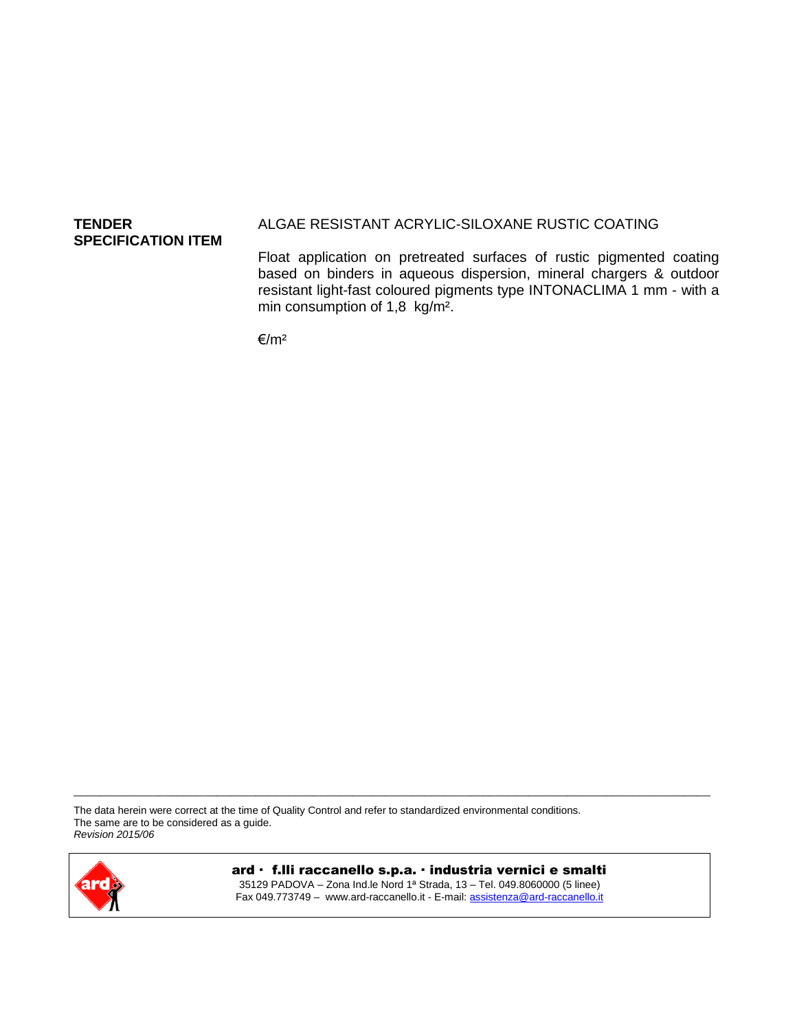**TENDER SPECIFICATION ITEM**

ALGAE RESISTANT ACRYLIC-SILOXANE RUSTIC COATING

Float application on pretreated surfaces of rustic pigmented coating based on binders in aqueous dispersion, mineral chargers & outdoor resistant light-fast coloured pigments type INTONACLIMA 1 mm - with a min consumption of 1,8 kg/m².

€/m²

---

The data herein were correct at the time of Quality Control and refer to standardized environmental conditions.
The same are to be considered as a guide.
*Revision 2015/06*

**ard · f.lli raccanello s.p.a. · industria vernici e smalti**
35129 PADOVA – Zona Ind.le Nord 1ª Strada, 13 – Tel. 049.8060000 (5 linee)
Fax 049.773749 – www.ard-raccanello.it - E-mail: assistenza@ard-raccanello.it